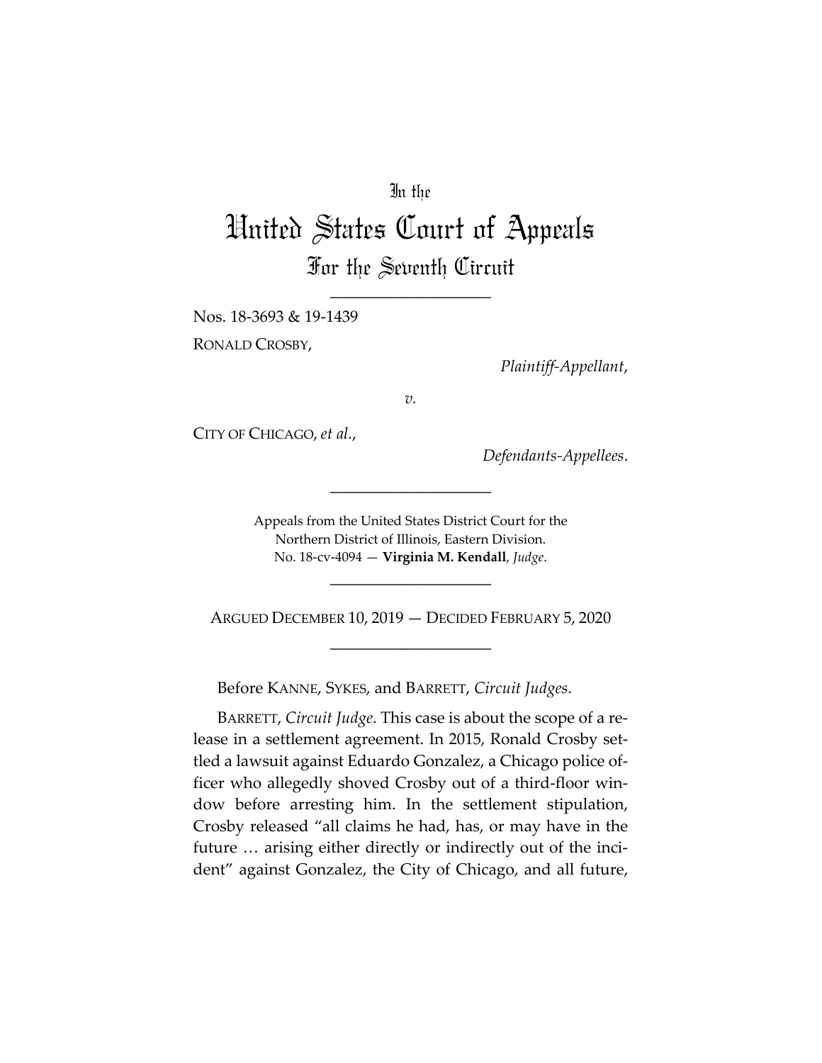In the

# United States Court of Appeals

## For the Seventh Circuit

____________________

Nos. 18-3693 & 19-1439

RONALD CROSBY,

*Plaintiff-Appellant*,

*v.*

CITY OF CHICAGO, *et al.*,

*Defendants-Appellees*.

____________________

Appeals from the United States District Court for the Northern District of Illinois, Eastern Division.
No. 18-cv-4094 — **Virginia M. Kendall**, *Judge*.

____________________

ARGUED DECEMBER 10, 2019 — DECIDED FEBRUARY 5, 2020

____________________

Before KANNE, SYKES, and BARRETT, *Circuit Judges*.

BARRETT, *Circuit Judge*. This case is about the scope of a release in a settlement agreement. In 2015, Ronald Crosby settled a lawsuit against Eduardo Gonzalez, a Chicago police officer who allegedly shoved Crosby out of a third-floor window before arresting him. In the settlement stipulation, Crosby released "all claims he had, has, or may have in the future … arising either directly or indirectly out of the incident" against Gonzalez, the City of Chicago, and all future,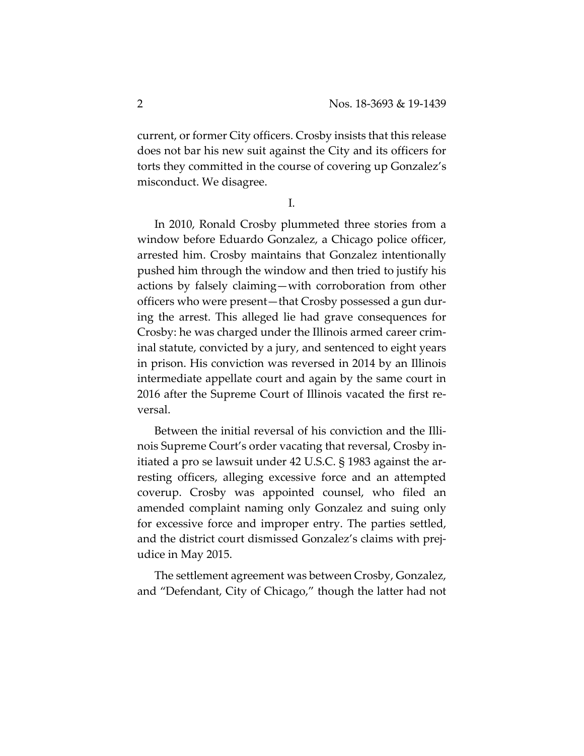current, or former City officers. Crosby insists that this release does not bar his new suit against the City and its officers for torts they committed in the course of covering up Gonzalez's misconduct. We disagree.

I.

In 2010, Ronald Crosby plummeted three stories from a window before Eduardo Gonzalez, a Chicago police officer, arrested him. Crosby maintains that Gonzalez intentionally pushed him through the window and then tried to justify his actions by falsely claiming—with corroboration from other officers who were present—that Crosby possessed a gun during the arrest. This alleged lie had grave consequences for Crosby: he was charged under the Illinois armed career criminal statute, convicted by a jury, and sentenced to eight years in prison. His conviction was reversed in 2014 by an Illinois intermediate appellate court and again by the same court in 2016 after the Supreme Court of Illinois vacated the first reversal.

Between the initial reversal of his conviction and the Illinois Supreme Court's order vacating that reversal, Crosby initiated a pro se lawsuit under 42 U.S.C. § 1983 against the arresting officers, alleging excessive force and an attempted coverup. Crosby was appointed counsel, who filed an amended complaint naming only Gonzalez and suing only for excessive force and improper entry. The parties settled, and the district court dismissed Gonzalez's claims with prejudice in May 2015.

The settlement agreement was between Crosby, Gonzalez, and "Defendant, City of Chicago," though the latter had not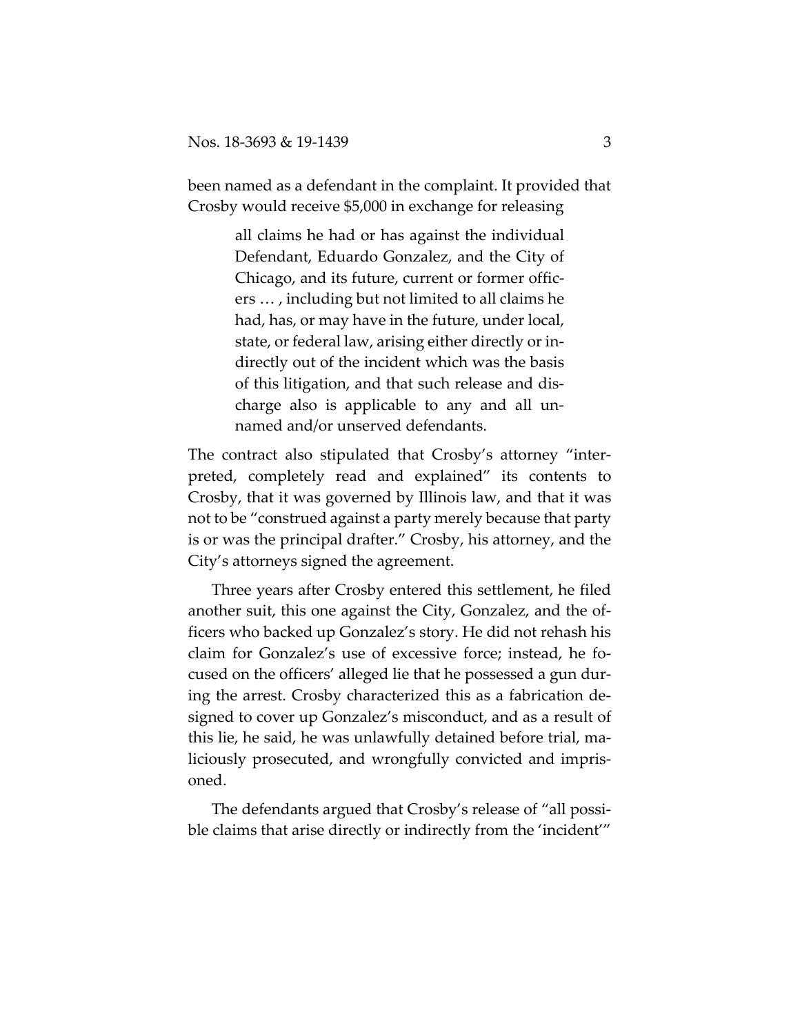been named as a defendant in the complaint. It provided that Crosby would receive $5,000 in exchange for releasing

> all claims he had or has against the individual Defendant, Eduardo Gonzalez, and the City of Chicago, and its future, current or former officers … , including but not limited to all claims he had, has, or may have in the future, under local, state, or federal law, arising either directly or indirectly out of the incident which was the basis of this litigation, and that such release and discharge also is applicable to any and all unnamed and/or unserved defendants.

The contract also stipulated that Crosby's attorney "interpreted, completely read and explained" its contents to Crosby, that it was governed by Illinois law, and that it was not to be "construed against a party merely because that party is or was the principal drafter." Crosby, his attorney, and the City's attorneys signed the agreement.

Three years after Crosby entered this settlement, he filed another suit, this one against the City, Gonzalez, and the officers who backed up Gonzalez's story. He did not rehash his claim for Gonzalez's use of excessive force; instead, he focused on the officers' alleged lie that he possessed a gun during the arrest. Crosby characterized this as a fabrication designed to cover up Gonzalez's misconduct, and as a result of this lie, he said, he was unlawfully detained before trial, maliciously prosecuted, and wrongfully convicted and imprisoned.

The defendants argued that Crosby's release of "all possible claims that arise directly or indirectly from the 'incident'"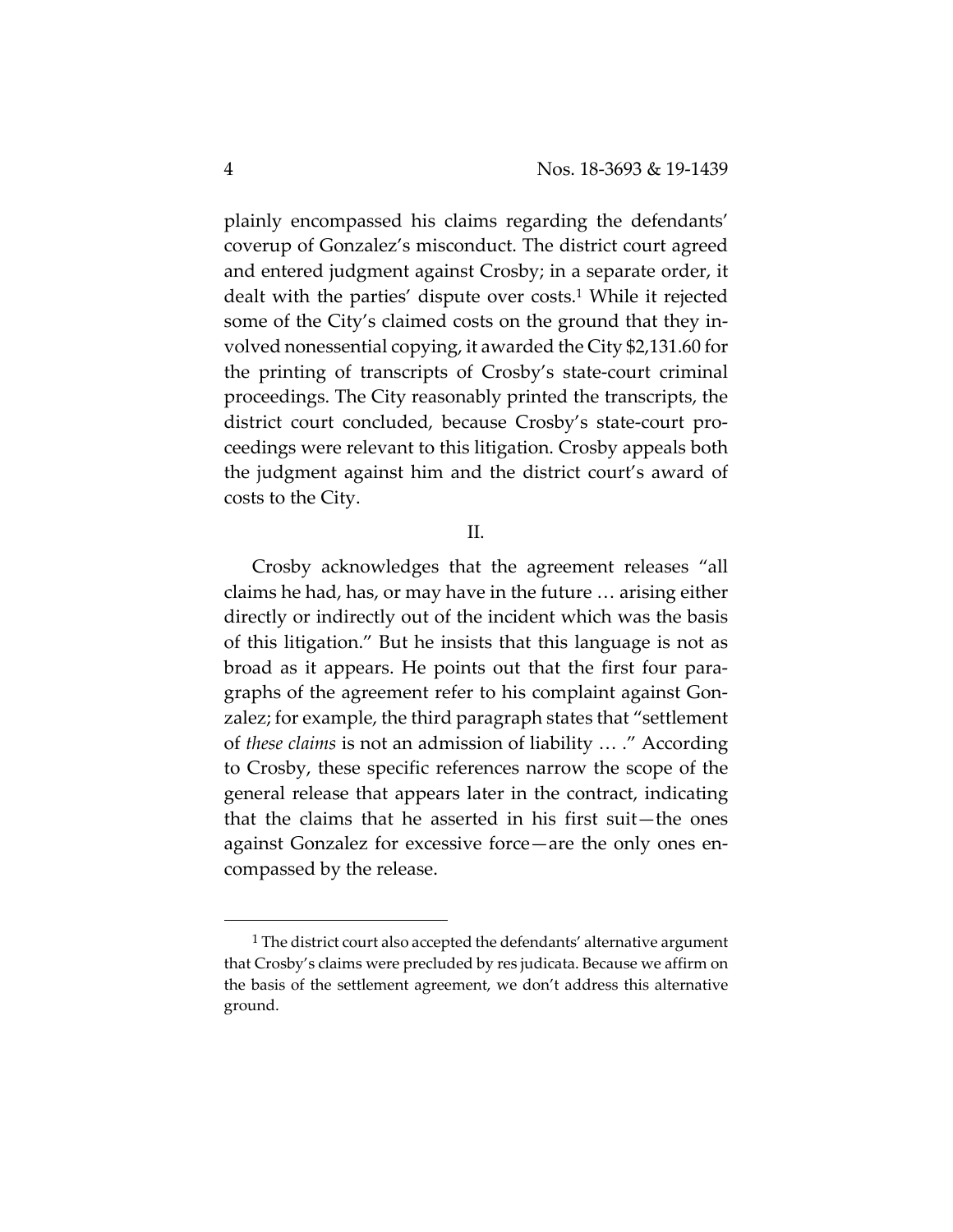plainly encompassed his claims regarding the defendants' coverup of Gonzalez's misconduct. The district court agreed and entered judgment against Crosby; in a separate order, it dealt with the parties' dispute over costs.[1] While it rejected some of the City's claimed costs on the ground that they involved nonessential copying, it awarded the City $2,131.60 for the printing of transcripts of Crosby's state-court criminal proceedings. The City reasonably printed the transcripts, the district court concluded, because Crosby's state-court proceedings were relevant to this litigation. Crosby appeals both the judgment against him and the district court's award of costs to the City.

## II.

Crosby acknowledges that the agreement releases "all claims he had, has, or may have in the future … arising either directly or indirectly out of the incident which was the basis of this litigation." But he insists that this language is not as broad as it appears. He points out that the first four paragraphs of the agreement refer to his complaint against Gonzalez; for example, the third paragraph states that "settlement of *these claims* is not an admission of liability … ." According to Crosby, these specific references narrow the scope of the general release that appears later in the contract, indicating that the claims that he asserted in his first suit—the ones against Gonzalez for excessive force—are the only ones encompassed by the release.

---

[1] The district court also accepted the defendants' alternative argument that Crosby's claims were precluded by res judicata. Because we affirm on the basis of the settlement agreement, we don't address this alternative ground.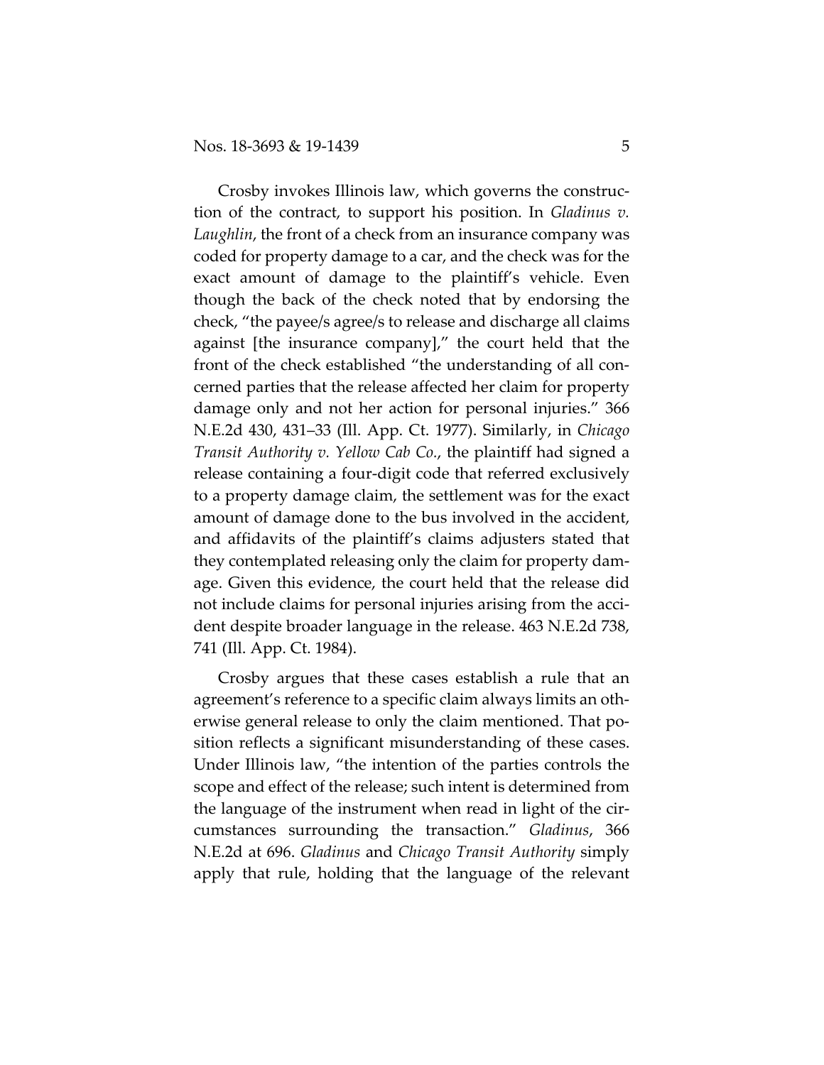Crosby invokes Illinois law, which governs the construction of the contract, to support his position. In *Gladinus v. Laughlin*, the front of a check from an insurance company was coded for property damage to a car, and the check was for the exact amount of damage to the plaintiff's vehicle. Even though the back of the check noted that by endorsing the check, "the payee/s agree/s to release and discharge all claims against [the insurance company]," the court held that the front of the check established "the understanding of all concerned parties that the release affected her claim for property damage only and not her action for personal injuries." 366 N.E.2d 430, 431–33 (Ill. App. Ct. 1977). Similarly, in *Chicago Transit Authority v. Yellow Cab Co.*, the plaintiff had signed a release containing a four-digit code that referred exclusively to a property damage claim, the settlement was for the exact amount of damage done to the bus involved in the accident, and affidavits of the plaintiff's claims adjusters stated that they contemplated releasing only the claim for property damage. Given this evidence, the court held that the release did not include claims for personal injuries arising from the accident despite broader language in the release. 463 N.E.2d 738, 741 (Ill. App. Ct. 1984).

Crosby argues that these cases establish a rule that an agreement's reference to a specific claim always limits an otherwise general release to only the claim mentioned. That position reflects a significant misunderstanding of these cases. Under Illinois law, "the intention of the parties controls the scope and effect of the release; such intent is determined from the language of the instrument when read in light of the circumstances surrounding the transaction." *Gladinus*, 366 N.E.2d at 696. *Gladinus* and *Chicago Transit Authority* simply apply that rule, holding that the language of the relevant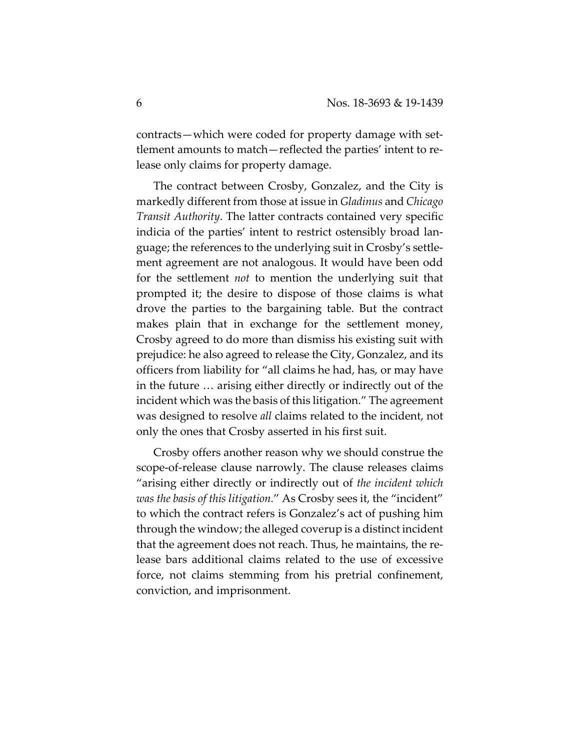contracts—which were coded for property damage with settlement amounts to match—reflected the parties' intent to release only claims for property damage.

The contract between Crosby, Gonzalez, and the City is markedly different from those at issue in *Gladinus* and *Chicago Transit Authority*. The latter contracts contained very specific indicia of the parties' intent to restrict ostensibly broad language; the references to the underlying suit in Crosby's settlement agreement are not analogous. It would have been odd for the settlement *not* to mention the underlying suit that prompted it; the desire to dispose of those claims is what drove the parties to the bargaining table. But the contract makes plain that in exchange for the settlement money, Crosby agreed to do more than dismiss his existing suit with prejudice: he also agreed to release the City, Gonzalez, and its officers from liability for "all claims he had, has, or may have in the future … arising either directly or indirectly out of the incident which was the basis of this litigation." The agreement was designed to resolve *all* claims related to the incident, not only the ones that Crosby asserted in his first suit.

Crosby offers another reason why we should construe the scope-of-release clause narrowly. The clause releases claims "arising either directly or indirectly out of *the incident which was the basis of this litigation.*" As Crosby sees it, the "incident" to which the contract refers is Gonzalez's act of pushing him through the window; the alleged coverup is a distinct incident that the agreement does not reach. Thus, he maintains, the release bars additional claims related to the use of excessive force, not claims stemming from his pretrial confinement, conviction, and imprisonment.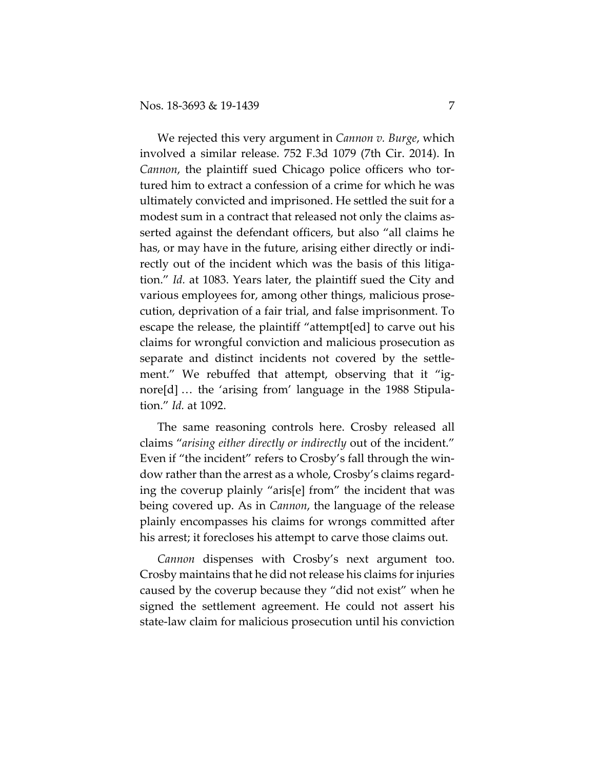We rejected this very argument in *Cannon v. Burge*, which involved a similar release. 752 F.3d 1079 (7th Cir. 2014). In *Cannon*, the plaintiff sued Chicago police officers who tortured him to extract a confession of a crime for which he was ultimately convicted and imprisoned. He settled the suit for a modest sum in a contract that released not only the claims asserted against the defendant officers, but also "all claims he has, or may have in the future, arising either directly or indirectly out of the incident which was the basis of this litigation." *Id.* at 1083. Years later, the plaintiff sued the City and various employees for, among other things, malicious prosecution, deprivation of a fair trial, and false imprisonment. To escape the release, the plaintiff "attempt[ed] to carve out his claims for wrongful conviction and malicious prosecution as separate and distinct incidents not covered by the settlement." We rebuffed that attempt, observing that it "ignore[d] … the 'arising from' language in the 1988 Stipulation." *Id.* at 1092.

The same reasoning controls here. Crosby released all claims "*arising either directly or indirectly* out of the incident." Even if "the incident" refers to Crosby's fall through the window rather than the arrest as a whole, Crosby's claims regarding the coverup plainly "aris[e] from" the incident that was being covered up. As in *Cannon*, the language of the release plainly encompasses his claims for wrongs committed after his arrest; it forecloses his attempt to carve those claims out.

*Cannon* dispenses with Crosby's next argument too. Crosby maintains that he did not release his claims for injuries caused by the coverup because they "did not exist" when he signed the settlement agreement. He could not assert his state-law claim for malicious prosecution until his conviction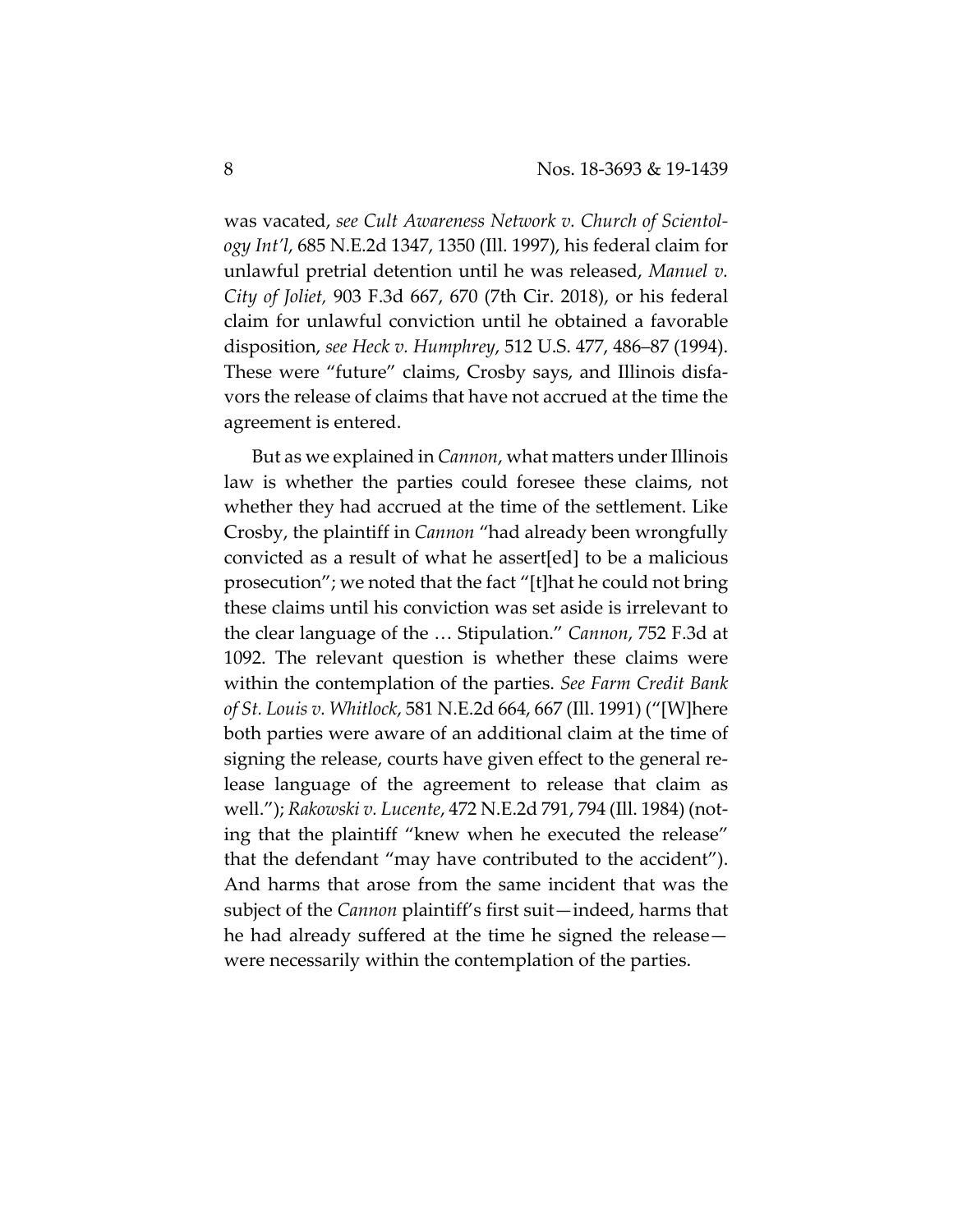was vacated, *see Cult Awareness Network v. Church of Scientology Int'l*, 685 N.E.2d 1347, 1350 (Ill. 1997), his federal claim for unlawful pretrial detention until he was released, *Manuel v. City of Joliet*, 903 F.3d 667, 670 (7th Cir. 2018), or his federal claim for unlawful conviction until he obtained a favorable disposition, *see Heck v. Humphrey*, 512 U.S. 477, 486–87 (1994). These were "future" claims, Crosby says, and Illinois disfavors the release of claims that have not accrued at the time the agreement is entered.

But as we explained in *Cannon*, what matters under Illinois law is whether the parties could foresee these claims, not whether they had accrued at the time of the settlement. Like Crosby, the plaintiff in *Cannon* "had already been wrongfully convicted as a result of what he assert[ed] to be a malicious prosecution"; we noted that the fact "[t]hat he could not bring these claims until his conviction was set aside is irrelevant to the clear language of the … Stipulation." *Cannon*, 752 F.3d at 1092. The relevant question is whether these claims were within the contemplation of the parties. *See Farm Credit Bank of St. Louis v. Whitlock*, 581 N.E.2d 664, 667 (Ill. 1991) ("[W]here both parties were aware of an additional claim at the time of signing the release, courts have given effect to the general release language of the agreement to release that claim as well."); *Rakowski v. Lucente*, 472 N.E.2d 791, 794 (Ill. 1984) (noting that the plaintiff "knew when he executed the release" that the defendant "may have contributed to the accident"). And harms that arose from the same incident that was the subject of the *Cannon* plaintiff's first suit—indeed, harms that he had already suffered at the time he signed the release—were necessarily within the contemplation of the parties.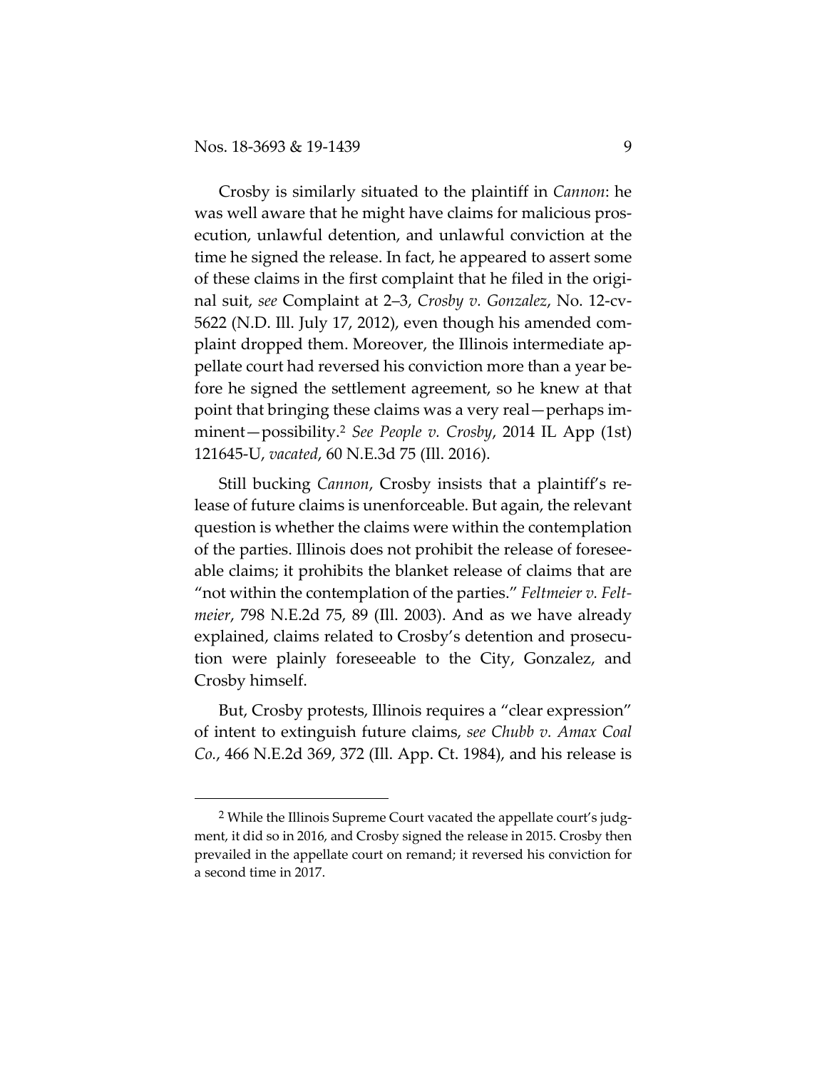Crosby is similarly situated to the plaintiff in *Cannon*: he was well aware that he might have claims for malicious prosecution, unlawful detention, and unlawful conviction at the time he signed the release. In fact, he appeared to assert some of these claims in the first complaint that he filed in the original suit, *see* Complaint at 2–3, *Crosby v. Gonzalez*, No. 12-cv-5622 (N.D. Ill. July 17, 2012), even though his amended complaint dropped them. Moreover, the Illinois intermediate appellate court had reversed his conviction more than a year before he signed the settlement agreement, so he knew at that point that bringing these claims was a very real—perhaps imminent—possibility.[2] *See People v. Crosby*, 2014 IL App (1st) 121645-U, *vacated*, 60 N.E.3d 75 (Ill. 2016).

Still bucking *Cannon*, Crosby insists that a plaintiff's release of future claims is unenforceable. But again, the relevant question is whether the claims were within the contemplation of the parties. Illinois does not prohibit the release of foreseeable claims; it prohibits the blanket release of claims that are "not within the contemplation of the parties." *Feltmeier v. Feltmeier*, 798 N.E.2d 75, 89 (Ill. 2003). And as we have already explained, claims related to Crosby's detention and prosecution were plainly foreseeable to the City, Gonzalez, and Crosby himself.

But, Crosby protests, Illinois requires a "clear expression" of intent to extinguish future claims, *see Chubb v. Amax Coal Co.*, 466 N.E.2d 369, 372 (Ill. App. Ct. 1984), and his release is

[2] While the Illinois Supreme Court vacated the appellate court's judgment, it did so in 2016, and Crosby signed the release in 2015. Crosby then prevailed in the appellate court on remand; it reversed his conviction for a second time in 2017.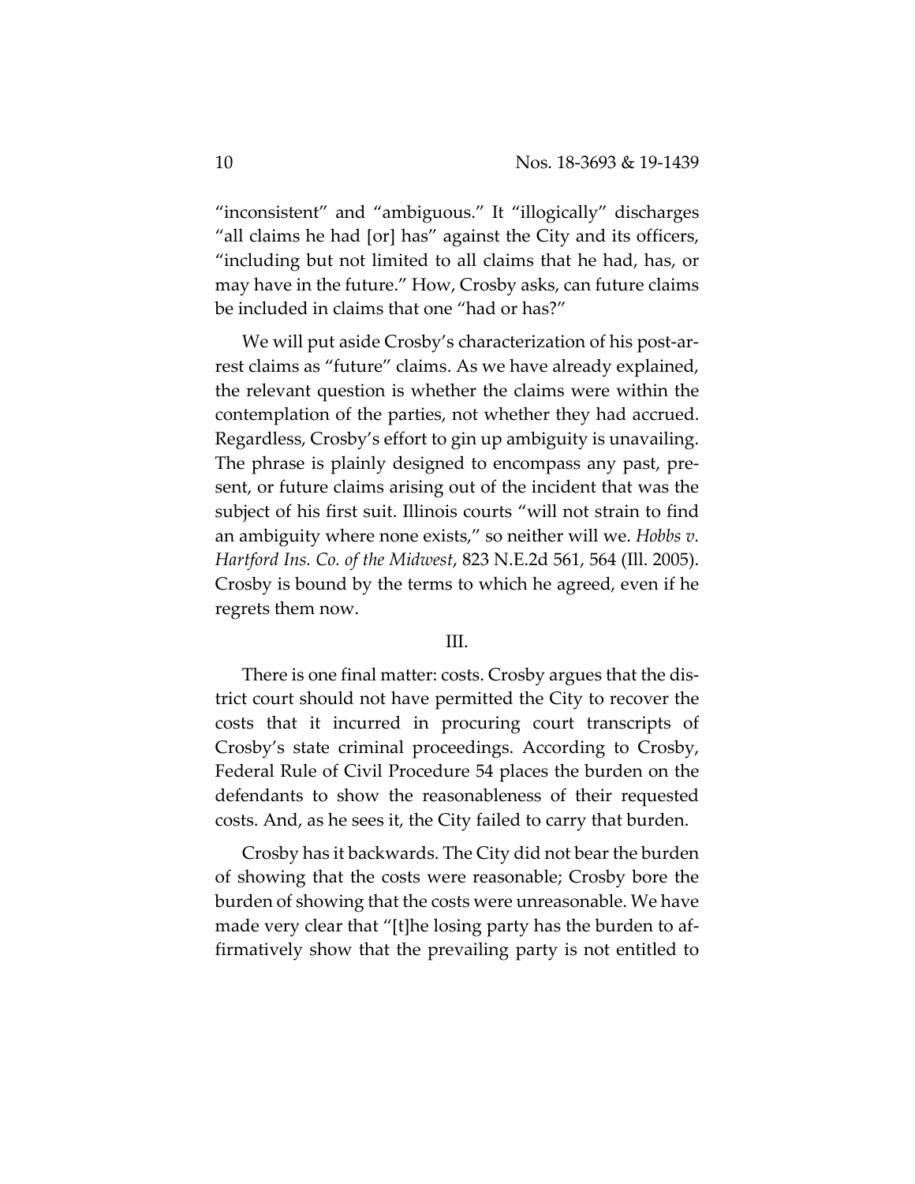"inconsistent" and "ambiguous." It "illogically" discharges "all claims he had [or] has" against the City and its officers, "including but not limited to all claims that he had, has, or may have in the future." How, Crosby asks, can future claims be included in claims that one "had or has?"

We will put aside Crosby's characterization of his post-arrest claims as "future" claims. As we have already explained, the relevant question is whether the claims were within the contemplation of the parties, not whether they had accrued. Regardless, Crosby's effort to gin up ambiguity is unavailing. The phrase is plainly designed to encompass any past, present, or future claims arising out of the incident that was the subject of his first suit. Illinois courts "will not strain to find an ambiguity where none exists," so neither will we. *Hobbs v. Hartford Ins. Co. of the Midwest*, 823 N.E.2d 561, 564 (Ill. 2005). Crosby is bound by the terms to which he agreed, even if he regrets them now.

## III.

There is one final matter: costs. Crosby argues that the district court should not have permitted the City to recover the costs that it incurred in procuring court transcripts of Crosby's state criminal proceedings. According to Crosby, Federal Rule of Civil Procedure 54 places the burden on the defendants to show the reasonableness of their requested costs. And, as he sees it, the City failed to carry that burden.

Crosby has it backwards. The City did not bear the burden of showing that the costs were reasonable; Crosby bore the burden of showing that the costs were unreasonable. We have made very clear that "[t]he losing party has the burden to affirmatively show that the prevailing party is not entitled to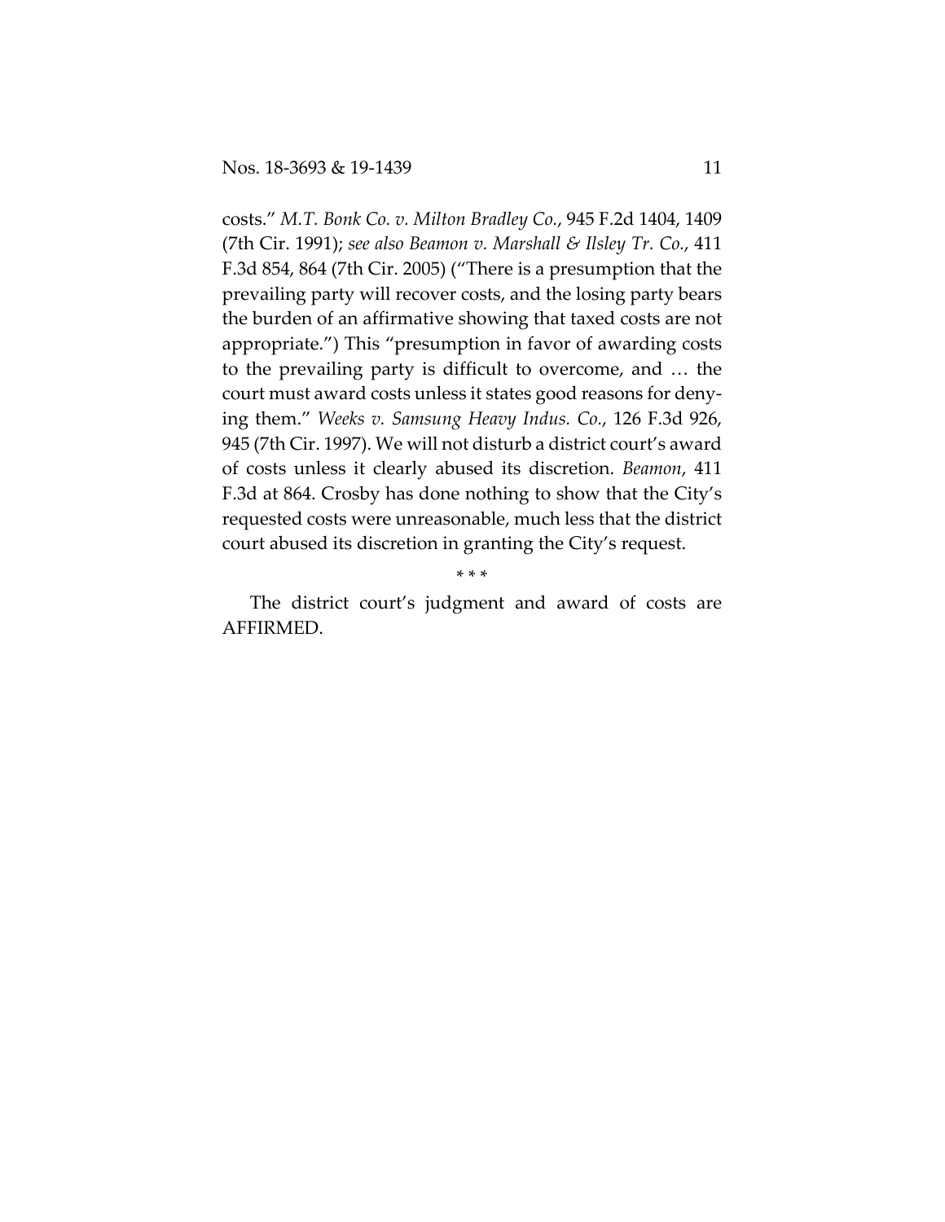costs." *M.T. Bonk Co. v. Milton Bradley Co.*, 945 F.2d 1404, 1409 (7th Cir. 1991); *see also Beamon v. Marshall & Ilsley Tr. Co.*, 411 F.3d 854, 864 (7th Cir. 2005) ("There is a presumption that the prevailing party will recover costs, and the losing party bears the burden of an affirmative showing that taxed costs are not appropriate.") This "presumption in favor of awarding costs to the prevailing party is difficult to overcome, and … the court must award costs unless it states good reasons for denying them." *Weeks v. Samsung Heavy Indus. Co.*, 126 F.3d 926, 945 (7th Cir. 1997). We will not disturb a district court's award of costs unless it clearly abused its discretion. *Beamon*, 411 F.3d at 864. Crosby has done nothing to show that the City's requested costs were unreasonable, much less that the district court abused its discretion in granting the City's request.

\* \* \*

The district court's judgment and award of costs are AFFIRMED.